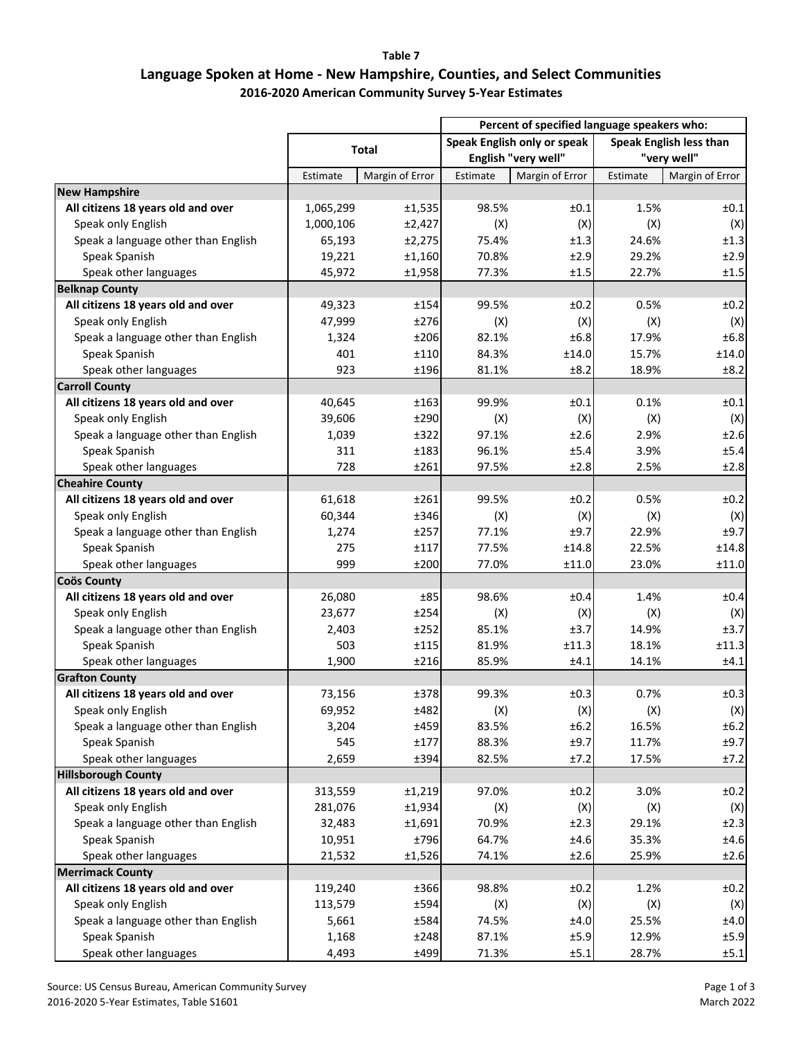**Table 7**

# Language Spoken at Home - New Hampshire, Counties, and Select Communities

**2016-2020 American Community Survey 5-Year Estimates**

| | Total | | Percent of specified language speakers who: Speak English only or speak English "very well" | | Percent of specified language speakers who: Speak English less than "very well" | |
|---|---|---|---|---|---|---|
| | Estimate | Margin of Error | Estimate | Margin of Error | Estimate | Margin of Error |
| **New Hampshire** | | | | | | |
| **All citizens 18 years old and over** | 1,065,299 | ±1,535 | 98.5% | ±0.1 | 1.5% | ±0.1 |
| Speak only English | 1,000,106 | ±2,427 | (X) | (X) | (X) | (X) |
| Speak a language other than English | 65,193 | ±2,275 | 75.4% | ±1.3 | 24.6% | ±1.3 |
| Speak Spanish | 19,221 | ±1,160 | 70.8% | ±2.9 | 29.2% | ±2.9 |
| Speak other languages | 45,972 | ±1,958 | 77.3% | ±1.5 | 22.7% | ±1.5 |
| **Belknap County** | | | | | | |
| **All citizens 18 years old and over** | 49,323 | ±154 | 99.5% | ±0.2 | 0.5% | ±0.2 |
| Speak only English | 47,999 | ±276 | (X) | (X) | (X) | (X) |
| Speak a language other than English | 1,324 | ±206 | 82.1% | ±6.8 | 17.9% | ±6.8 |
| Speak Spanish | 401 | ±110 | 84.3% | ±14.0 | 15.7% | ±14.0 |
| Speak other languages | 923 | ±196 | 81.1% | ±8.2 | 18.9% | ±8.2 |
| **Carroll County** | | | | | | |
| **All citizens 18 years old and over** | 40,645 | ±163 | 99.9% | ±0.1 | 0.1% | ±0.1 |
| Speak only English | 39,606 | ±290 | (X) | (X) | (X) | (X) |
| Speak a language other than English | 1,039 | ±322 | 97.1% | ±2.6 | 2.9% | ±2.6 |
| Speak Spanish | 311 | ±183 | 96.1% | ±5.4 | 3.9% | ±5.4 |
| Speak other languages | 728 | ±261 | 97.5% | ±2.8 | 2.5% | ±2.8 |
| **Cheahire County** | | | | | | |
| **All citizens 18 years old and over** | 61,618 | ±261 | 99.5% | ±0.2 | 0.5% | ±0.2 |
| Speak only English | 60,344 | ±346 | (X) | (X) | (X) | (X) |
| Speak a language other than English | 1,274 | ±257 | 77.1% | ±9.7 | 22.9% | ±9.7 |
| Speak Spanish | 275 | ±117 | 77.5% | ±14.8 | 22.5% | ±14.8 |
| Speak other languages | 999 | ±200 | 77.0% | ±11.0 | 23.0% | ±11.0 |
| **Coös County** | | | | | | |
| **All citizens 18 years old and over** | 26,080 | ±85 | 98.6% | ±0.4 | 1.4% | ±0.4 |
| Speak only English | 23,677 | ±254 | (X) | (X) | (X) | (X) |
| Speak a language other than English | 2,403 | ±252 | 85.1% | ±3.7 | 14.9% | ±3.7 |
| Speak Spanish | 503 | ±115 | 81.9% | ±11.3 | 18.1% | ±11.3 |
| Speak other languages | 1,900 | ±216 | 85.9% | ±4.1 | 14.1% | ±4.1 |
| **Grafton County** | | | | | | |
| **All citizens 18 years old and over** | 73,156 | ±378 | 99.3% | ±0.3 | 0.7% | ±0.3 |
| Speak only English | 69,952 | ±482 | (X) | (X) | (X) | (X) |
| Speak a language other than English | 3,204 | ±459 | 83.5% | ±6.2 | 16.5% | ±6.2 |
| Speak Spanish | 545 | ±177 | 88.3% | ±9.7 | 11.7% | ±9.7 |
| Speak other languages | 2,659 | ±394 | 82.5% | ±7.2 | 17.5% | ±7.2 |
| **Hillsborough County** | | | | | | |
| **All citizens 18 years old and over** | 313,559 | ±1,219 | 97.0% | ±0.2 | 3.0% | ±0.2 |
| Speak only English | 281,076 | ±1,934 | (X) | (X) | (X) | (X) |
| Speak a language other than English | 32,483 | ±1,691 | 70.9% | ±2.3 | 29.1% | ±2.3 |
| Speak Spanish | 10,951 | ±796 | 64.7% | ±4.6 | 35.3% | ±4.6 |
| Speak other languages | 21,532 | ±1,526 | 74.1% | ±2.6 | 25.9% | ±2.6 |
| **Merrimack County** | | | | | | |
| **All citizens 18 years old and over** | 119,240 | ±366 | 98.8% | ±0.2 | 1.2% | ±0.2 |
| Speak only English | 113,579 | ±594 | (X) | (X) | (X) | (X) |
| Speak a language other than English | 5,661 | ±584 | 74.5% | ±4.0 | 25.5% | ±4.0 |
| Speak Spanish | 1,168 | ±248 | 87.1% | ±5.9 | 12.9% | ±5.9 |
| Speak other languages | 4,493 | ±499 | 71.3% | ±5.1 | 28.7% | ±5.1 |

Source: US Census Bureau, American Community Survey
2016-2020 5-Year Estimates, Table S1601

March 2022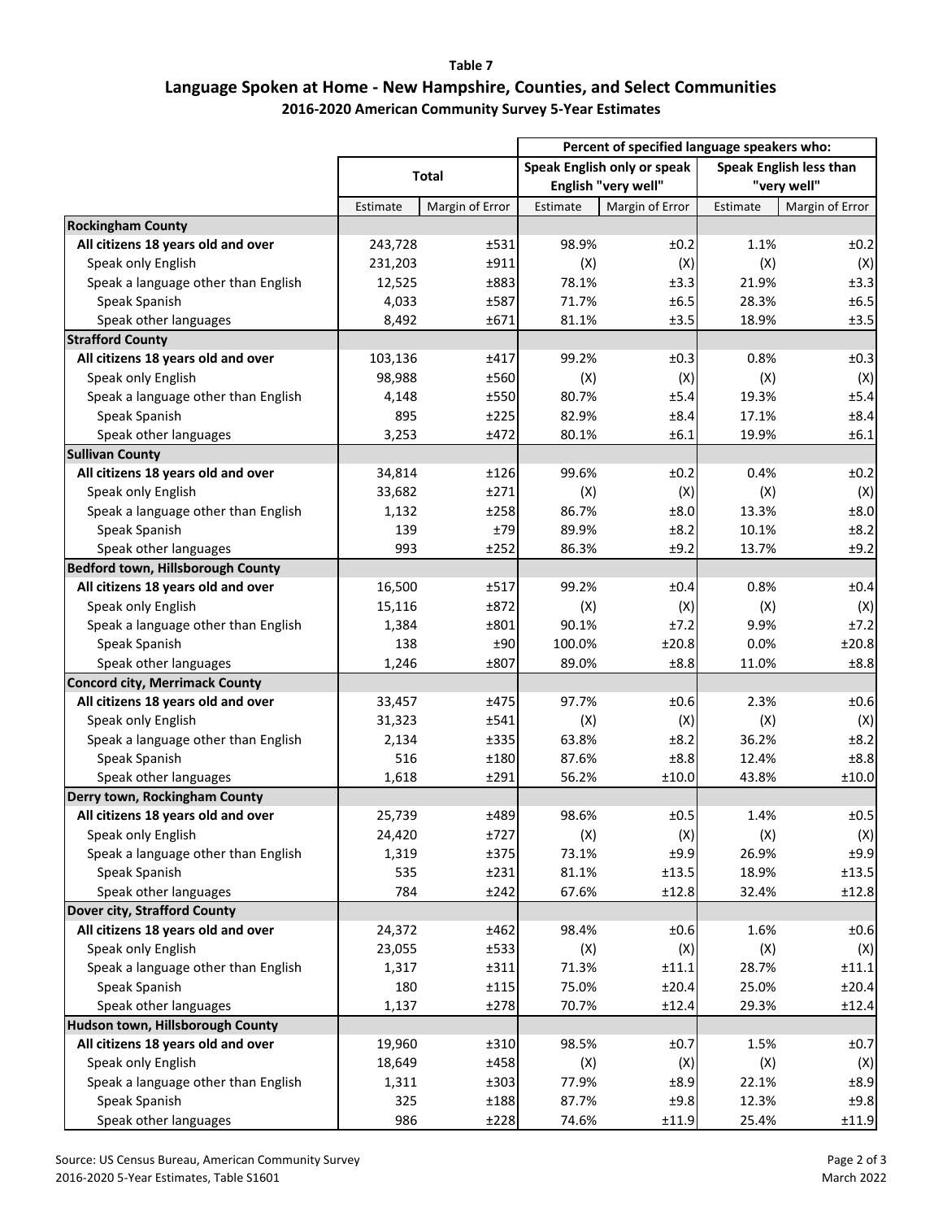**Table 7**

## Language Spoken at Home - New Hampshire, Counties, and Select Communities

**2016-2020 American Community Survey 5-Year Estimates**

| | Total | | Percent of specified language speakers who: Speak English only or speak English "very well" | | Speak English less than "very well" | |
|---|---|---|---|---|---|---|
| | Estimate | Margin of Error | Estimate | Margin of Error | Estimate | Margin of Error |
| **Rockingham County** | | | | | | |
| **All citizens 18 years old and over** | 243,728 | ±531 | 98.9% | ±0.2 | 1.1% | ±0.2 |
| Speak only English | 231,203 | ±911 | (X) | (X) | (X) | (X) |
| Speak a language other than English | 12,525 | ±883 | 78.1% | ±3.3 | 21.9% | ±3.3 |
| Speak Spanish | 4,033 | ±587 | 71.7% | ±6.5 | 28.3% | ±6.5 |
| Speak other languages | 8,492 | ±671 | 81.1% | ±3.5 | 18.9% | ±3.5 |
| **Strafford County** | | | | | | |
| **All citizens 18 years old and over** | 103,136 | ±417 | 99.2% | ±0.3 | 0.8% | ±0.3 |
| Speak only English | 98,988 | ±560 | (X) | (X) | (X) | (X) |
| Speak a language other than English | 4,148 | ±550 | 80.7% | ±5.4 | 19.3% | ±5.4 |
| Speak Spanish | 895 | ±225 | 82.9% | ±8.4 | 17.1% | ±8.4 |
| Speak other languages | 3,253 | ±472 | 80.1% | ±6.1 | 19.9% | ±6.1 |
| **Sullivan County** | | | | | | |
| **All citizens 18 years old and over** | 34,814 | ±126 | 99.6% | ±0.2 | 0.4% | ±0.2 |
| Speak only English | 33,682 | ±271 | (X) | (X) | (X) | (X) |
| Speak a language other than English | 1,132 | ±258 | 86.7% | ±8.0 | 13.3% | ±8.0 |
| Speak Spanish | 139 | ±79 | 89.9% | ±8.2 | 10.1% | ±8.2 |
| Speak other languages | 993 | ±252 | 86.3% | ±9.2 | 13.7% | ±9.2 |
| **Bedford town, Hillsborough County** | | | | | | |
| **All citizens 18 years old and over** | 16,500 | ±517 | 99.2% | ±0.4 | 0.8% | ±0.4 |
| Speak only English | 15,116 | ±872 | (X) | (X) | (X) | (X) |
| Speak a language other than English | 1,384 | ±801 | 90.1% | ±7.2 | 9.9% | ±7.2 |
| Speak Spanish | 138 | ±90 | 100.0% | ±20.8 | 0.0% | ±20.8 |
| Speak other languages | 1,246 | ±807 | 89.0% | ±8.8 | 11.0% | ±8.8 |
| **Concord city, Merrimack County** | | | | | | |
| **All citizens 18 years old and over** | 33,457 | ±475 | 97.7% | ±0.6 | 2.3% | ±0.6 |
| Speak only English | 31,323 | ±541 | (X) | (X) | (X) | (X) |
| Speak a language other than English | 2,134 | ±335 | 63.8% | ±8.2 | 36.2% | ±8.2 |
| Speak Spanish | 516 | ±180 | 87.6% | ±8.8 | 12.4% | ±8.8 |
| Speak other languages | 1,618 | ±291 | 56.2% | ±10.0 | 43.8% | ±10.0 |
| **Derry town, Rockingham County** | | | | | | |
| **All citizens 18 years old and over** | 25,739 | ±489 | 98.6% | ±0.5 | 1.4% | ±0.5 |
| Speak only English | 24,420 | ±727 | (X) | (X) | (X) | (X) |
| Speak a language other than English | 1,319 | ±375 | 73.1% | ±9.9 | 26.9% | ±9.9 |
| Speak Spanish | 535 | ±231 | 81.1% | ±13.5 | 18.9% | ±13.5 |
| Speak other languages | 784 | ±242 | 67.6% | ±12.8 | 32.4% | ±12.8 |
| **Dover city, Strafford County** | | | | | | |
| **All citizens 18 years old and over** | 24,372 | ±462 | 98.4% | ±0.6 | 1.6% | ±0.6 |
| Speak only English | 23,055 | ±533 | (X) | (X) | (X) | (X) |
| Speak a language other than English | 1,317 | ±311 | 71.3% | ±11.1 | 28.7% | ±11.1 |
| Speak Spanish | 180 | ±115 | 75.0% | ±20.4 | 25.0% | ±20.4 |
| Speak other languages | 1,137 | ±278 | 70.7% | ±12.4 | 29.3% | ±12.4 |
| **Hudson town, Hillsborough County** | | | | | | |
| **All citizens 18 years old and over** | 19,960 | ±310 | 98.5% | ±0.7 | 1.5% | ±0.7 |
| Speak only English | 18,649 | ±458 | (X) | (X) | (X) | (X) |
| Speak a language other than English | 1,311 | ±303 | 77.9% | ±8.9 | 22.1% | ±8.9 |
| Speak Spanish | 325 | ±188 | 87.7% | ±9.8 | 12.3% | ±9.8 |
| Speak other languages | 986 | ±228 | 74.6% | ±11.9 | 25.4% | ±11.9 |

Source: US Census Bureau, American Community Survey
2016-2020 5-Year Estimates, Table S1601

March 2022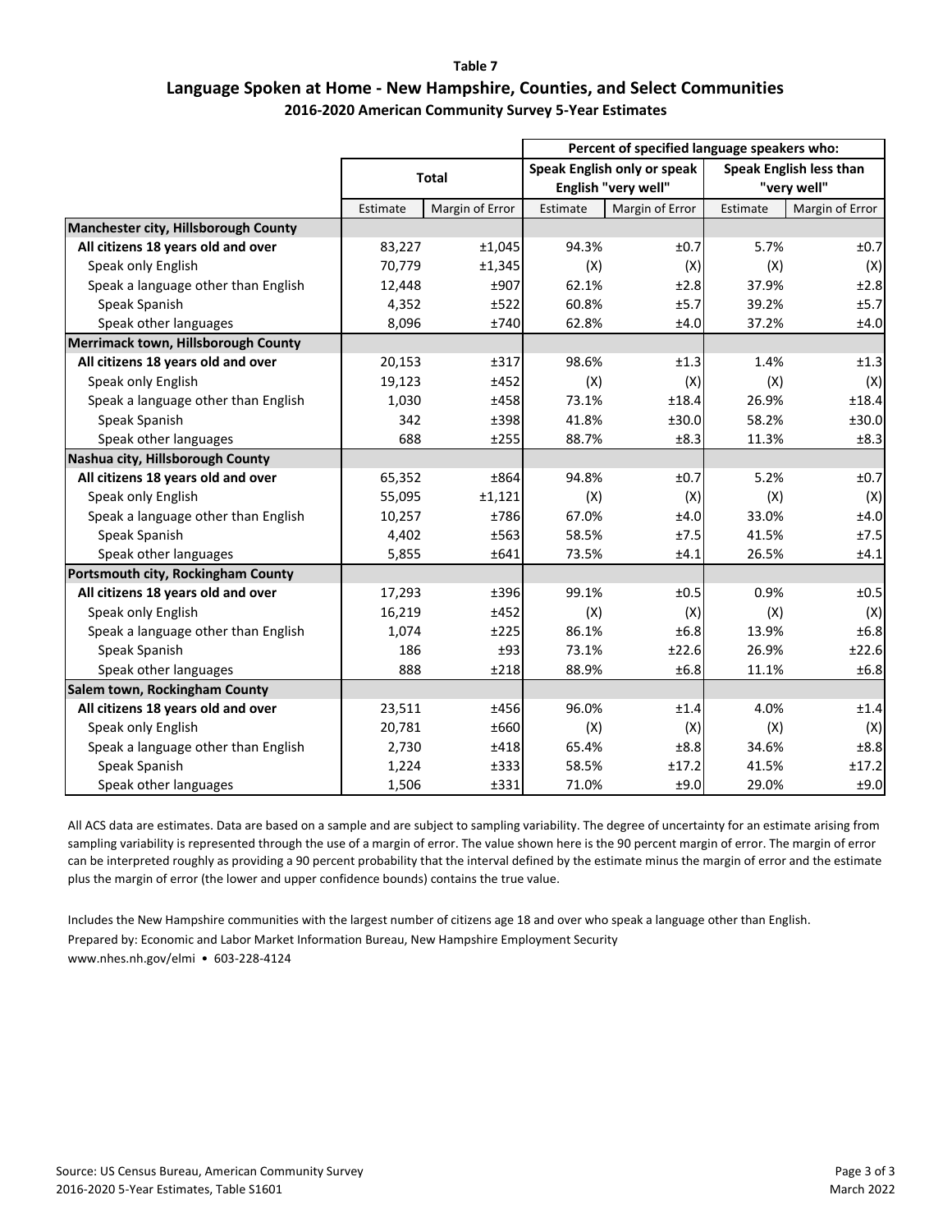**Table 7**

# Language Spoken at Home - New Hampshire, Counties, and Select Communities

**2016-2020 American Community Survey 5-Year Estimates**

| | Total | | Percent of specified language speakers who: Speak English only or speak English "very well" | | Percent of specified language speakers who: Speak English less than "very well" | |
|---|---|---|---|---|---|---|
| | Estimate | Margin of Error | Estimate | Margin of Error | Estimate | Margin of Error |
| **Manchester city, Hillsborough County** | | | | | | |
| **All citizens 18 years old and over** | 83,227 | ±1,045 | 94.3% | ±0.7 | 5.7% | ±0.7 |
| Speak only English | 70,779 | ±1,345 | (X) | (X) | (X) | (X) |
| Speak a language other than English | 12,448 | ±907 | 62.1% | ±2.8 | 37.9% | ±2.8 |
| Speak Spanish | 4,352 | ±522 | 60.8% | ±5.7 | 39.2% | ±5.7 |
| Speak other languages | 8,096 | ±740 | 62.8% | ±4.0 | 37.2% | ±4.0 |
| **Merrimack town, Hillsborough County** | | | | | | |
| **All citizens 18 years old and over** | 20,153 | ±317 | 98.6% | ±1.3 | 1.4% | ±1.3 |
| Speak only English | 19,123 | ±452 | (X) | (X) | (X) | (X) |
| Speak a language other than English | 1,030 | ±458 | 73.1% | ±18.4 | 26.9% | ±18.4 |
| Speak Spanish | 342 | ±398 | 41.8% | ±30.0 | 58.2% | ±30.0 |
| Speak other languages | 688 | ±255 | 88.7% | ±8.3 | 11.3% | ±8.3 |
| **Nashua city, Hillsborough County** | | | | | | |
| **All citizens 18 years old and over** | 65,352 | ±864 | 94.8% | ±0.7 | 5.2% | ±0.7 |
| Speak only English | 55,095 | ±1,121 | (X) | (X) | (X) | (X) |
| Speak a language other than English | 10,257 | ±786 | 67.0% | ±4.0 | 33.0% | ±4.0 |
| Speak Spanish | 4,402 | ±563 | 58.5% | ±7.5 | 41.5% | ±7.5 |
| Speak other languages | 5,855 | ±641 | 73.5% | ±4.1 | 26.5% | ±4.1 |
| **Portsmouth city, Rockingham County** | | | | | | |
| **All citizens 18 years old and over** | 17,293 | ±396 | 99.1% | ±0.5 | 0.9% | ±0.5 |
| Speak only English | 16,219 | ±452 | (X) | (X) | (X) | (X) |
| Speak a language other than English | 1,074 | ±225 | 86.1% | ±6.8 | 13.9% | ±6.8 |
| Speak Spanish | 186 | ±93 | 73.1% | ±22.6 | 26.9% | ±22.6 |
| Speak other languages | 888 | ±218 | 88.9% | ±6.8 | 11.1% | ±6.8 |
| **Salem town, Rockingham County** | | | | | | |
| **All citizens 18 years old and over** | 23,511 | ±456 | 96.0% | ±1.4 | 4.0% | ±1.4 |
| Speak only English | 20,781 | ±660 | (X) | (X) | (X) | (X) |
| Speak a language other than English | 2,730 | ±418 | 65.4% | ±8.8 | 34.6% | ±8.8 |
| Speak Spanish | 1,224 | ±333 | 58.5% | ±17.2 | 41.5% | ±17.2 |
| Speak other languages | 1,506 | ±331 | 71.0% | ±9.0 | 29.0% | ±9.0 |

All ACS data are estimates. Data are based on a sample and are subject to sampling variability. The degree of uncertainty for an estimate arising from sampling variability is represented through the use of a margin of error. The value shown here is the 90 percent margin of error. The margin of error can be interpreted roughly as providing a 90 percent probability that the interval defined by the estimate minus the margin of error and the estimate plus the margin of error (the lower and upper confidence bounds) contains the true value.

Includes the New Hampshire communities with the largest number of citizens age 18 and over who speak a language other than English.

Prepared by: Economic and Labor Market Information Bureau, New Hampshire Employment Security

www.nhes.nh.gov/elmi • 603-228-4124

Source: US Census Bureau, American Community Survey
2016-2020 5-Year Estimates, Table S1601

March 2022